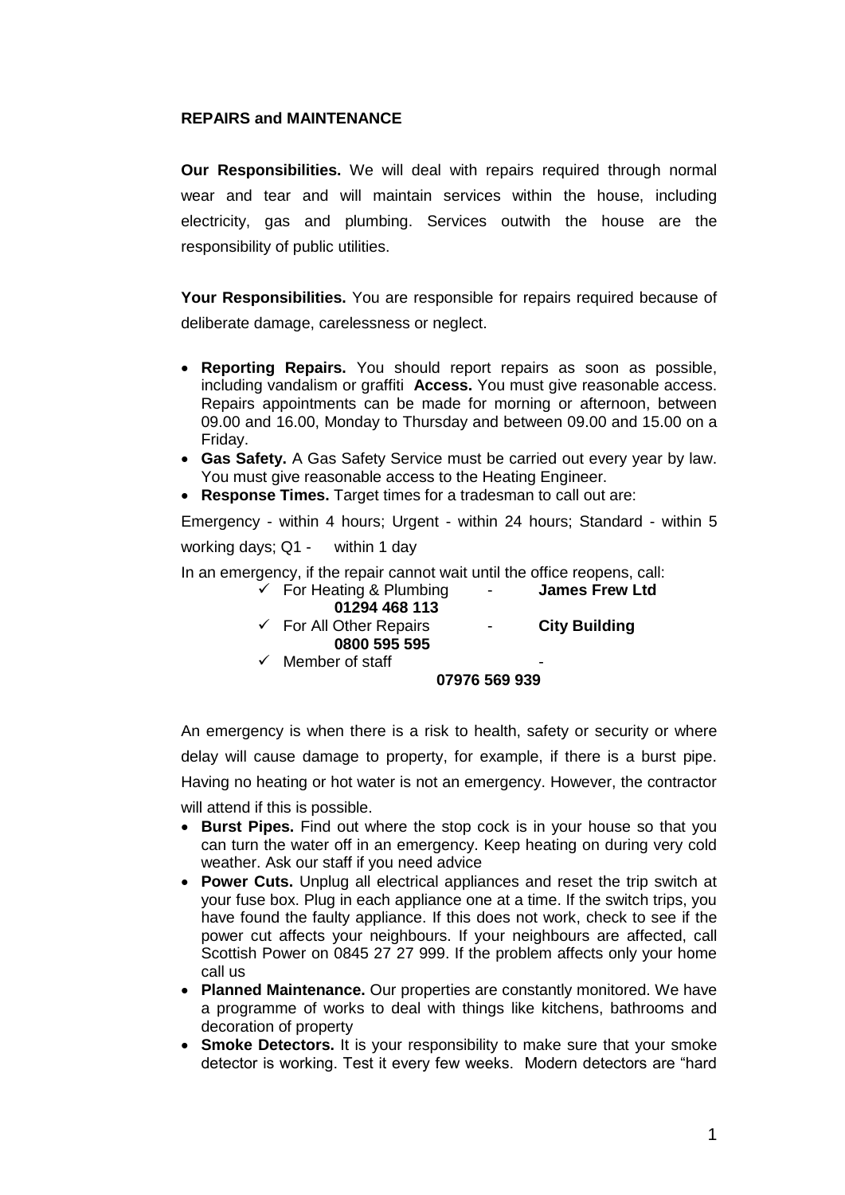**REPAIRS and MAINTENANCE**

**Our Responsibilities.** We will deal with repairs required through normal wear and tear and will maintain services within the house, including electricity, gas and plumbing. Services outwith the house are the responsibility of public utilities.

**Your Responsibilities.** You are responsible for repairs required because of deliberate damage, carelessness or neglect.

- **Reporting Repairs.** You should report repairs as soon as possible, including vandalism or graffiti **Access.** You must give reasonable access. Repairs appointments can be made for morning or afternoon, between 09.00 and 16.00, Monday to Thursday and between 09.00 and 15.00 on a Friday.
- **Gas Safety.** A Gas Safety Service must be carried out every year by law. You must give reasonable access to the Heating Engineer.
- **Response Times.** Target times for a tradesman to call out are:

Emergency - within 4 hours; Urgent - within 24 hours; Standard - within 5 working days; Q1 - within 1 day

In an emergency, if the repair cannot wait until the office reopens, call:

- ✓ For Heating & Plumbing - **James Frew Ltd** **01294 468 113**
- ✓ For All Other Repairs - **City Building** **0800 595 595**
- ✓ Member of staff - **07976 569 939**

An emergency is when there is a risk to health, safety or security or where delay will cause damage to property, for example, if there is a burst pipe. Having no heating or hot water is not an emergency. However, the contractor will attend if this is possible.

- **Burst Pipes.** Find out where the stop cock is in your house so that you can turn the water off in an emergency. Keep heating on during very cold weather. Ask our staff if you need advice
- **Power Cuts.** Unplug all electrical appliances and reset the trip switch at your fuse box. Plug in each appliance one at a time. If the switch trips, you have found the faulty appliance. If this does not work, check to see if the power cut affects your neighbours. If your neighbours are affected, call Scottish Power on 0845 27 27 999. If the problem affects only your home call us
- **Planned Maintenance.** Our properties are constantly monitored. We have a programme of works to deal with things like kitchens, bathrooms and decoration of property
- **Smoke Detectors.** It is your responsibility to make sure that your smoke detector is working. Test it every few weeks. Modern detectors are "hard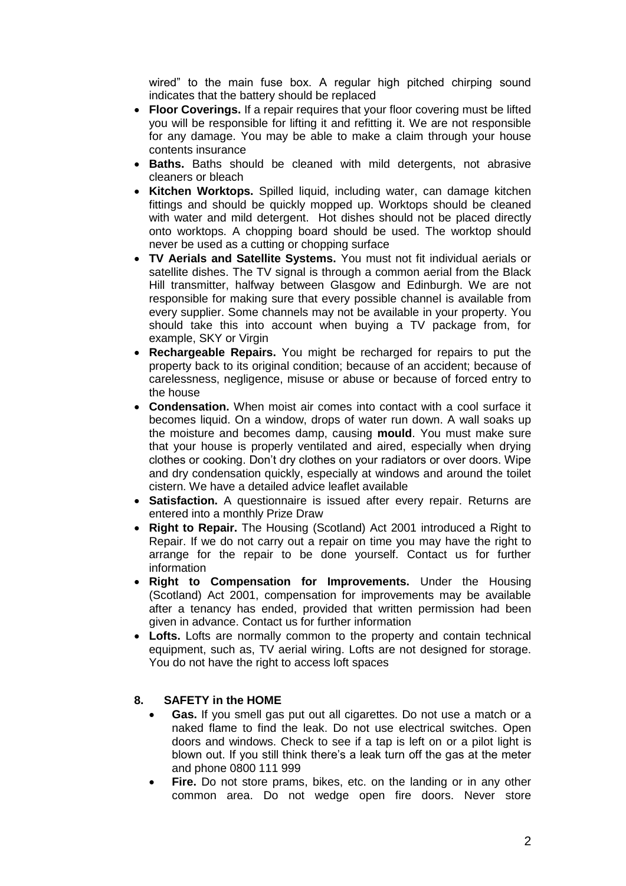wired" to the main fuse box. A regular high pitched chirping sound indicates that the battery should be replaced

- **Floor Coverings.** If a repair requires that your floor covering must be lifted you will be responsible for lifting it and refitting it. We are not responsible for any damage. You may be able to make a claim through your house contents insurance
- **Baths.** Baths should be cleaned with mild detergents, not abrasive cleaners or bleach
- **Kitchen Worktops.** Spilled liquid, including water, can damage kitchen fittings and should be quickly mopped up. Worktops should be cleaned with water and mild detergent. Hot dishes should not be placed directly onto worktops. A chopping board should be used. The worktop should never be used as a cutting or chopping surface
- **TV Aerials and Satellite Systems.** You must not fit individual aerials or satellite dishes. The TV signal is through a common aerial from the Black Hill transmitter, halfway between Glasgow and Edinburgh. We are not responsible for making sure that every possible channel is available from every supplier. Some channels may not be available in your property. You should take this into account when buying a TV package from, for example, SKY or Virgin
- **Rechargeable Repairs.** You might be recharged for repairs to put the property back to its original condition; because of an accident; because of carelessness, negligence, misuse or abuse or because of forced entry to the house
- **Condensation.** When moist air comes into contact with a cool surface it becomes liquid. On a window, drops of water run down. A wall soaks up the moisture and becomes damp, causing **mould**. You must make sure that your house is properly ventilated and aired, especially when drying clothes or cooking. Don't dry clothes on your radiators or over doors. Wipe and dry condensation quickly, especially at windows and around the toilet cistern. We have a detailed advice leaflet available
- **Satisfaction.** A questionnaire is issued after every repair. Returns are entered into a monthly Prize Draw
- **Right to Repair.** The Housing (Scotland) Act 2001 introduced a Right to Repair. If we do not carry out a repair on time you may have the right to arrange for the repair to be done yourself. Contact us for further information
- **Right to Compensation for Improvements.** Under the Housing (Scotland) Act 2001, compensation for improvements may be available after a tenancy has ended, provided that written permission had been given in advance. Contact us for further information
- **Lofts.** Lofts are normally common to the property and contain technical equipment, such as, TV aerial wiring. Lofts are not designed for storage. You do not have the right to access loft spaces

## 8. SAFETY in the HOME

- **Gas.** If you smell gas put out all cigarettes. Do not use a match or a naked flame to find the leak. Do not use electrical switches. Open doors and windows. Check to see if a tap is left on or a pilot light is blown out. If you still think there's a leak turn off the gas at the meter and phone 0800 111 999
- **Fire.** Do not store prams, bikes, etc. on the landing or in any other common area. Do not wedge open fire doors. Never store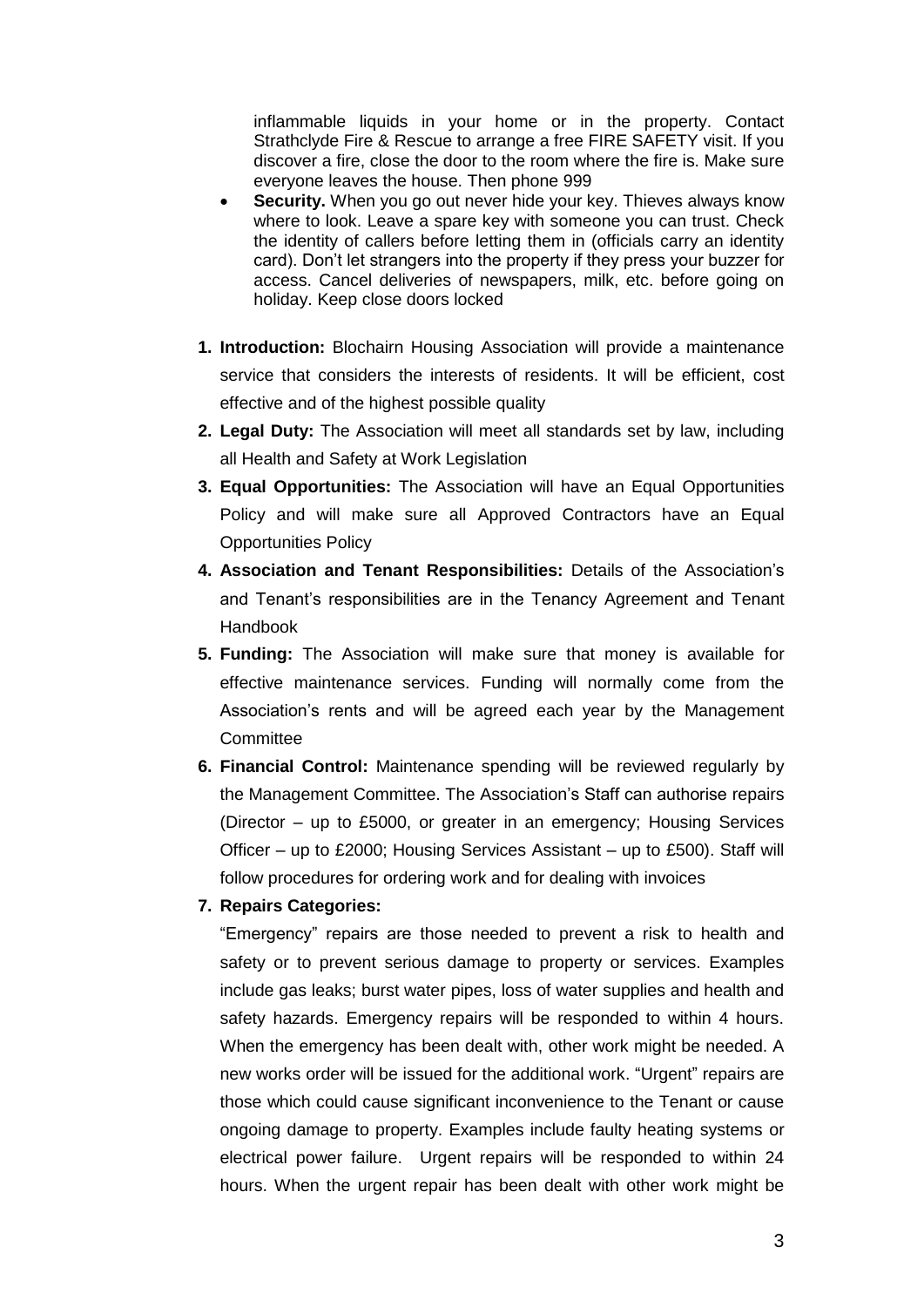inflammable liquids in your home or in the property. Contact Strathclyde Fire & Rescue to arrange a free FIRE SAFETY visit. If you discover a fire, close the door to the room where the fire is. Make sure everyone leaves the house. Then phone 999

- **Security.** When you go out never hide your key. Thieves always know where to look. Leave a spare key with someone you can trust. Check the identity of callers before letting them in (officials carry an identity card). Don't let strangers into the property if they press your buzzer for access. Cancel deliveries of newspapers, milk, etc. before going on holiday. Keep close doors locked

1. **Introduction:** Blochairn Housing Association will provide a maintenance service that considers the interests of residents. It will be efficient, cost effective and of the highest possible quality
2. **Legal Duty:** The Association will meet all standards set by law, including all Health and Safety at Work Legislation
3. **Equal Opportunities:** The Association will have an Equal Opportunities Policy and will make sure all Approved Contractors have an Equal Opportunities Policy
4. **Association and Tenant Responsibilities:** Details of the Association's and Tenant's responsibilities are in the Tenancy Agreement and Tenant Handbook
5. **Funding:** The Association will make sure that money is available for effective maintenance services. Funding will normally come from the Association's rents and will be agreed each year by the Management Committee
6. **Financial Control:** Maintenance spending will be reviewed regularly by the Management Committee. The Association's Staff can authorise repairs (Director – up to £5000, or greater in an emergency; Housing Services Officer – up to £2000; Housing Services Assistant – up to £500). Staff will follow procedures for ordering work and for dealing with invoices
7. **Repairs Categories:**

   "Emergency" repairs are those needed to prevent a risk to health and safety or to prevent serious damage to property or services. Examples include gas leaks; burst water pipes, loss of water supplies and health and safety hazards. Emergency repairs will be responded to within 4 hours. When the emergency has been dealt with, other work might be needed. A new works order will be issued for the additional work. "Urgent" repairs are those which could cause significant inconvenience to the Tenant or cause ongoing damage to property. Examples include faulty heating systems or electrical power failure. Urgent repairs will be responded to within 24 hours. When the urgent repair has been dealt with other work might be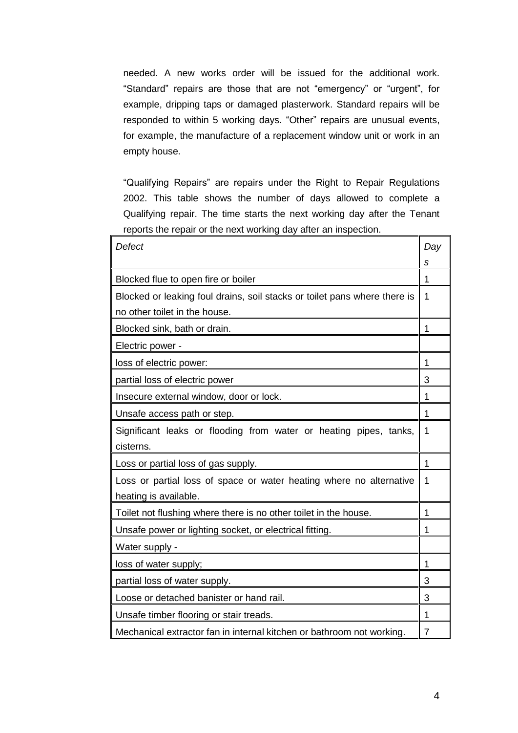needed. A new works order will be issued for the additional work. “Standard” repairs are those that are not “emergency” or “urgent”, for example, dripping taps or damaged plasterwork. Standard repairs will be responded to within 5 working days. “Other” repairs are unusual events, for example, the manufacture of a replacement window unit or work in an empty house.

“Qualifying Repairs” are repairs under the Right to Repair Regulations 2002. This table shows the number of days allowed to complete a Qualifying repair. The time starts the next working day after the Tenant reports the repair or the next working day after an inspection.

| *Defect* | *Days* |
|---|---|
| Blocked flue to open fire or boiler | 1 |
| Blocked or leaking foul drains, soil stacks or toilet pans where there is no other toilet in the house. | 1 |
| Blocked sink, bath or drain. | 1 |
| Electric power - | |
| loss of electric power: | 1 |
| partial loss of electric power | 3 |
| Insecure external window, door or lock. | 1 |
| Unsafe access path or step. | 1 |
| Significant leaks or flooding from water or heating pipes, tanks, cisterns. | 1 |
| Loss or partial loss of gas supply. | 1 |
| Loss or partial loss of space or water heating where no alternative heating is available. | 1 |
| Toilet not flushing where there is no other toilet in the house. | 1 |
| Unsafe power or lighting socket, or electrical fitting. | 1 |
| Water supply - | |
| loss of water supply; | 1 |
| partial loss of water supply. | 3 |
| Loose or detached banister or hand rail. | 3 |
| Unsafe timber flooring or stair treads. | 1 |
| Mechanical extractor fan in internal kitchen or bathroom not working. | 7 |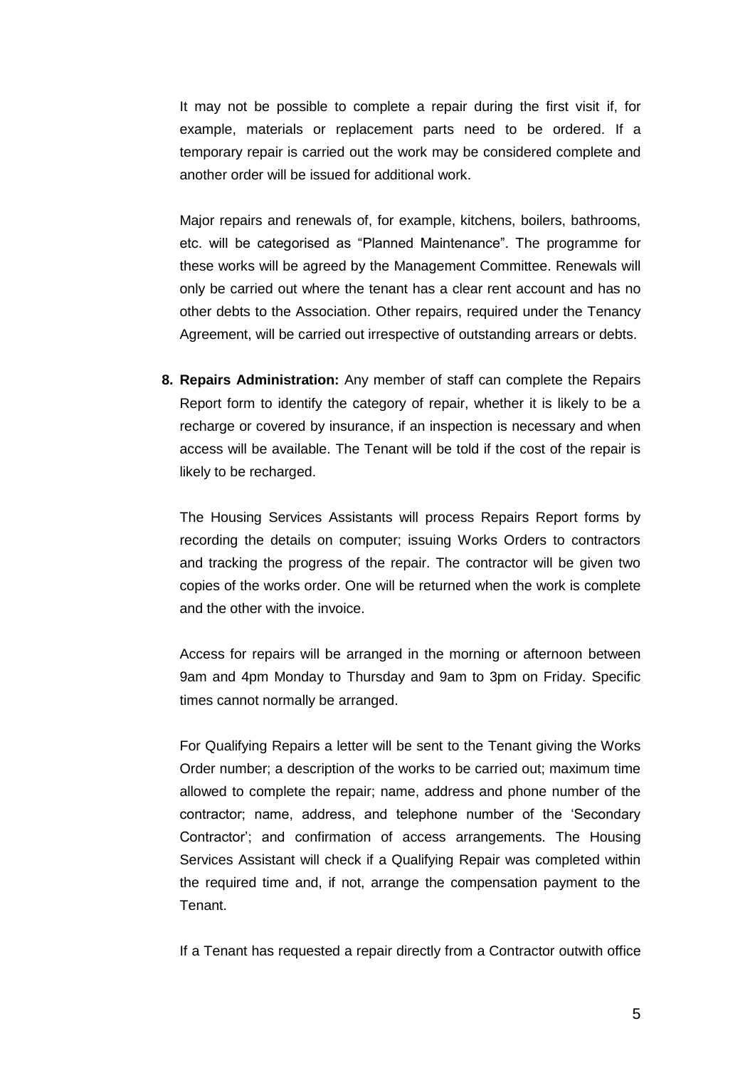It may not be possible to complete a repair during the first visit if, for example, materials or replacement parts need to be ordered. If a temporary repair is carried out the work may be considered complete and another order will be issued for additional work.

Major repairs and renewals of, for example, kitchens, boilers, bathrooms, etc. will be categorised as "Planned Maintenance". The programme for these works will be agreed by the Management Committee. Renewals will only be carried out where the tenant has a clear rent account and has no other debts to the Association. Other repairs, required under the Tenancy Agreement, will be carried out irrespective of outstanding arrears or debts.

**8. Repairs Administration:** Any member of staff can complete the Repairs Report form to identify the category of repair, whether it is likely to be a recharge or covered by insurance, if an inspection is necessary and when access will be available. The Tenant will be told if the cost of the repair is likely to be recharged.

The Housing Services Assistants will process Repairs Report forms by recording the details on computer; issuing Works Orders to contractors and tracking the progress of the repair. The contractor will be given two copies of the works order. One will be returned when the work is complete and the other with the invoice.

Access for repairs will be arranged in the morning or afternoon between 9am and 4pm Monday to Thursday and 9am to 3pm on Friday. Specific times cannot normally be arranged.

For Qualifying Repairs a letter will be sent to the Tenant giving the Works Order number; a description of the works to be carried out; maximum time allowed to complete the repair; name, address and phone number of the contractor; name, address, and telephone number of the 'Secondary Contractor'; and confirmation of access arrangements. The Housing Services Assistant will check if a Qualifying Repair was completed within the required time and, if not, arrange the compensation payment to the Tenant.

If a Tenant has requested a repair directly from a Contractor outwith office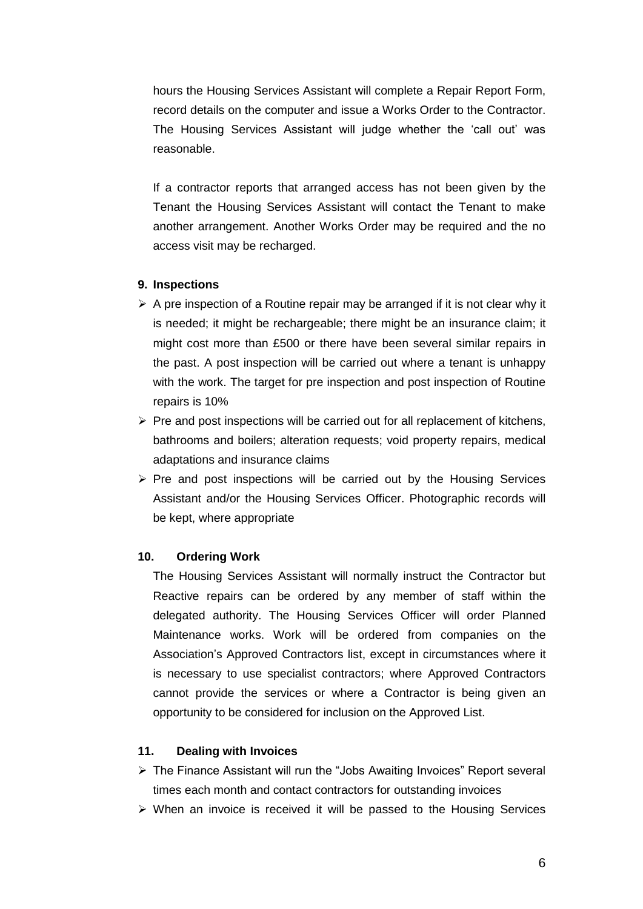hours the Housing Services Assistant will complete a Repair Report Form, record details on the computer and issue a Works Order to the Contractor. The Housing Services Assistant will judge whether the 'call out' was reasonable.

If a contractor reports that arranged access has not been given by the Tenant the Housing Services Assistant will contact the Tenant to make another arrangement. Another Works Order may be required and the no access visit may be recharged.

### 9. Inspections

- A pre inspection of a Routine repair may be arranged if it is not clear why it is needed; it might be rechargeable; there might be an insurance claim; it might cost more than £500 or there have been several similar repairs in the past. A post inspection will be carried out where a tenant is unhappy with the work. The target for pre inspection and post inspection of Routine repairs is 10%
- Pre and post inspections will be carried out for all replacement of kitchens, bathrooms and boilers; alteration requests; void property repairs, medical adaptations and insurance claims
- Pre and post inspections will be carried out by the Housing Services Assistant and/or the Housing Services Officer. Photographic records will be kept, where appropriate

### 10. Ordering Work

The Housing Services Assistant will normally instruct the Contractor but Reactive repairs can be ordered by any member of staff within the delegated authority. The Housing Services Officer will order Planned Maintenance works. Work will be ordered from companies on the Association's Approved Contractors list, except in circumstances where it is necessary to use specialist contractors; where Approved Contractors cannot provide the services or where a Contractor is being given an opportunity to be considered for inclusion on the Approved List.

### 11. Dealing with Invoices

- The Finance Assistant will run the "Jobs Awaiting Invoices" Report several times each month and contact contractors for outstanding invoices
- When an invoice is received it will be passed to the Housing Services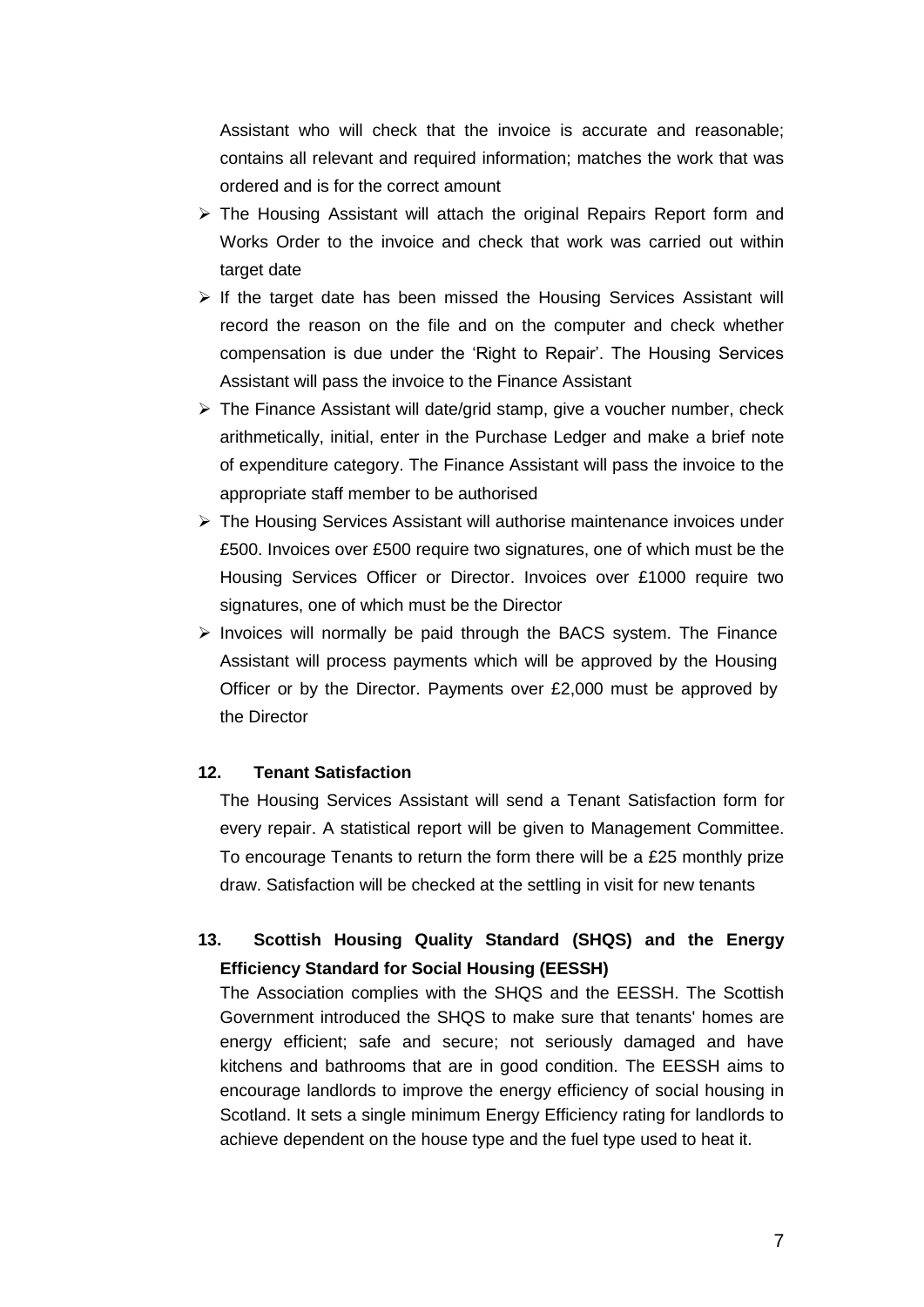Assistant who will check that the invoice is accurate and reasonable; contains all relevant and required information; matches the work that was ordered and is for the correct amount

- The Housing Assistant will attach the original Repairs Report form and Works Order to the invoice and check that work was carried out within target date
- If the target date has been missed the Housing Services Assistant will record the reason on the file and on the computer and check whether compensation is due under the 'Right to Repair'. The Housing Services Assistant will pass the invoice to the Finance Assistant
- The Finance Assistant will date/grid stamp, give a voucher number, check arithmetically, initial, enter in the Purchase Ledger and make a brief note of expenditure category. The Finance Assistant will pass the invoice to the appropriate staff member to be authorised
- The Housing Services Assistant will authorise maintenance invoices under £500. Invoices over £500 require two signatures, one of which must be the Housing Services Officer or Director. Invoices over £1000 require two signatures, one of which must be the Director
- Invoices will normally be paid through the BACS system. The Finance Assistant will process payments which will be approved by the Housing Officer or by the Director. Payments over £2,000 must be approved by the Director

## 12. Tenant Satisfaction

The Housing Services Assistant will send a Tenant Satisfaction form for every repair. A statistical report will be given to Management Committee. To encourage Tenants to return the form there will be a £25 monthly prize draw. Satisfaction will be checked at the settling in visit for new tenants

## 13. Scottish Housing Quality Standard (SHQS) and the Energy Efficiency Standard for Social Housing (EESSH)

The Association complies with the SHQS and the EESSH. The Scottish Government introduced the SHQS to make sure that tenants' homes are energy efficient; safe and secure; not seriously damaged and have kitchens and bathrooms that are in good condition. The EESSH aims to encourage landlords to improve the energy efficiency of social housing in Scotland. It sets a single minimum Energy Efficiency rating for landlords to achieve dependent on the house type and the fuel type used to heat it.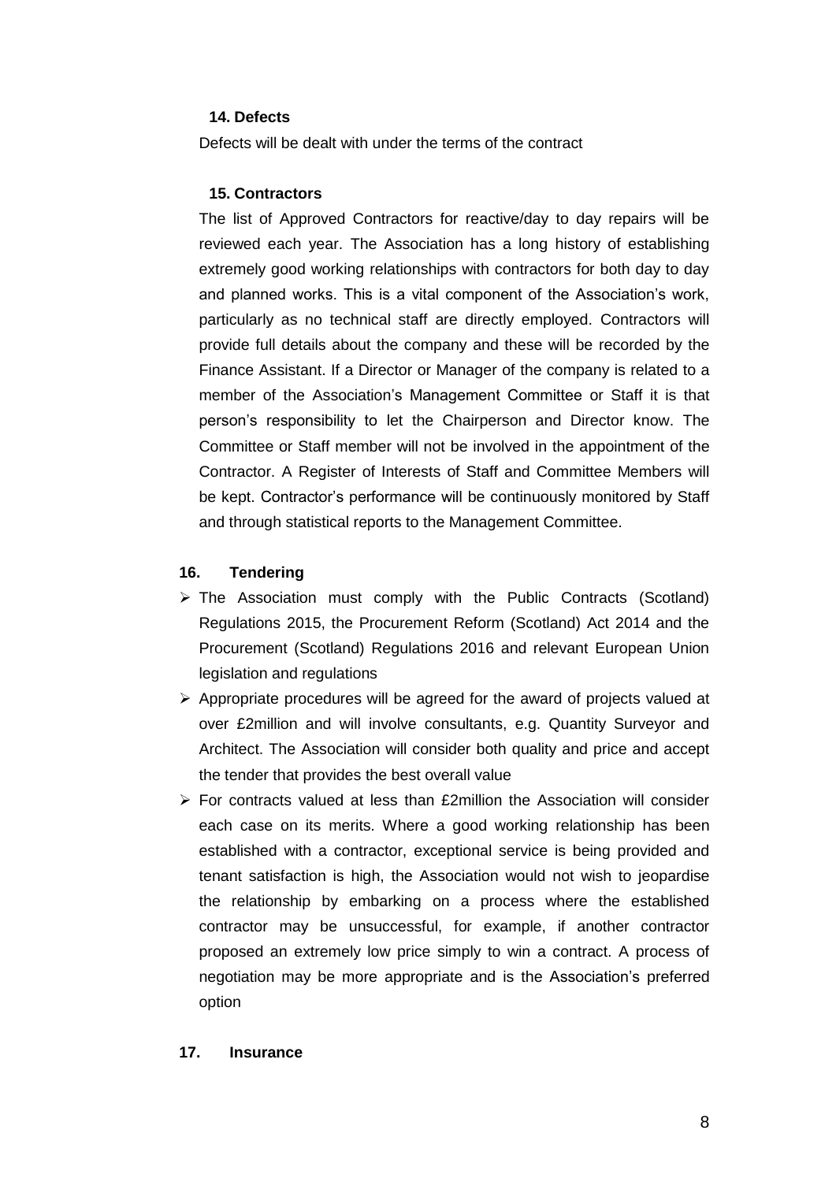### 14. Defects

Defects will be dealt with under the terms of the contract

### 15. Contractors

The list of Approved Contractors for reactive/day to day repairs will be reviewed each year. The Association has a long history of establishing extremely good working relationships with contractors for both day to day and planned works. This is a vital component of the Association's work, particularly as no technical staff are directly employed. Contractors will provide full details about the company and these will be recorded by the Finance Assistant. If a Director or Manager of the company is related to a member of the Association's Management Committee or Staff it is that person's responsibility to let the Chairperson and Director know. The Committee or Staff member will not be involved in the appointment of the Contractor. A Register of Interests of Staff and Committee Members will be kept. Contractor's performance will be continuously monitored by Staff and through statistical reports to the Management Committee.

### 16. Tendering

- The Association must comply with the Public Contracts (Scotland) Regulations 2015, the Procurement Reform (Scotland) Act 2014 and the Procurement (Scotland) Regulations 2016 and relevant European Union legislation and regulations
- Appropriate procedures will be agreed for the award of projects valued at over £2million and will involve consultants, e.g. Quantity Surveyor and Architect. The Association will consider both quality and price and accept the tender that provides the best overall value
- For contracts valued at less than £2million the Association will consider each case on its merits. Where a good working relationship has been established with a contractor, exceptional service is being provided and tenant satisfaction is high, the Association would not wish to jeopardise the relationship by embarking on a process where the established contractor may be unsuccessful, for example, if another contractor proposed an extremely low price simply to win a contract. A process of negotiation may be more appropriate and is the Association's preferred option

### 17. Insurance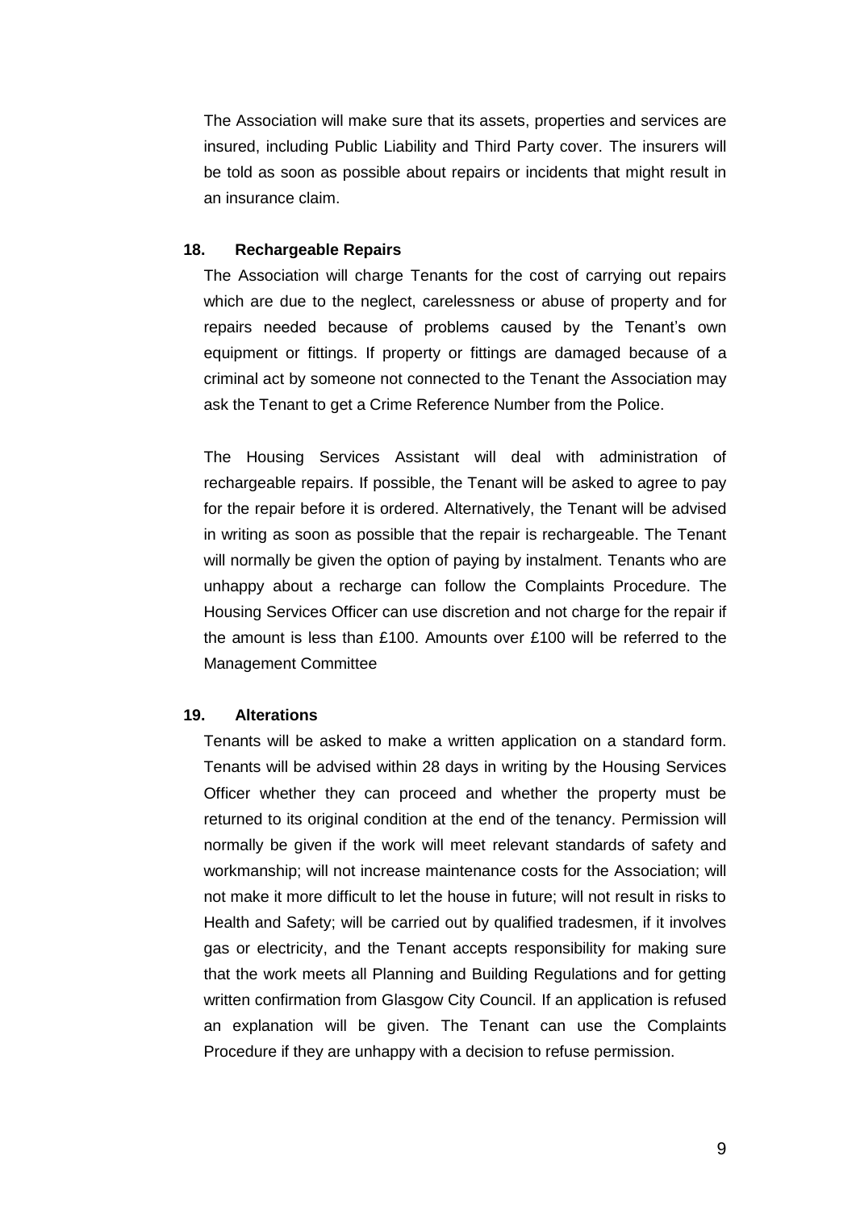The Association will make sure that its assets, properties and services are insured, including Public Liability and Third Party cover. The insurers will be told as soon as possible about repairs or incidents that might result in an insurance claim.

**18. Rechargeable Repairs**

The Association will charge Tenants for the cost of carrying out repairs which are due to the neglect, carelessness or abuse of property and for repairs needed because of problems caused by the Tenant's own equipment or fittings. If property or fittings are damaged because of a criminal act by someone not connected to the Tenant the Association may ask the Tenant to get a Crime Reference Number from the Police.

The Housing Services Assistant will deal with administration of rechargeable repairs. If possible, the Tenant will be asked to agree to pay for the repair before it is ordered. Alternatively, the Tenant will be advised in writing as soon as possible that the repair is rechargeable. The Tenant will normally be given the option of paying by instalment. Tenants who are unhappy about a recharge can follow the Complaints Procedure. The Housing Services Officer can use discretion and not charge for the repair if the amount is less than £100. Amounts over £100 will be referred to the Management Committee

**19. Alterations**

Tenants will be asked to make a written application on a standard form. Tenants will be advised within 28 days in writing by the Housing Services Officer whether they can proceed and whether the property must be returned to its original condition at the end of the tenancy. Permission will normally be given if the work will meet relevant standards of safety and workmanship; will not increase maintenance costs for the Association; will not make it more difficult to let the house in future; will not result in risks to Health and Safety; will be carried out by qualified tradesmen, if it involves gas or electricity, and the Tenant accepts responsibility for making sure that the work meets all Planning and Building Regulations and for getting written confirmation from Glasgow City Council. If an application is refused an explanation will be given. The Tenant can use the Complaints Procedure if they are unhappy with a decision to refuse permission.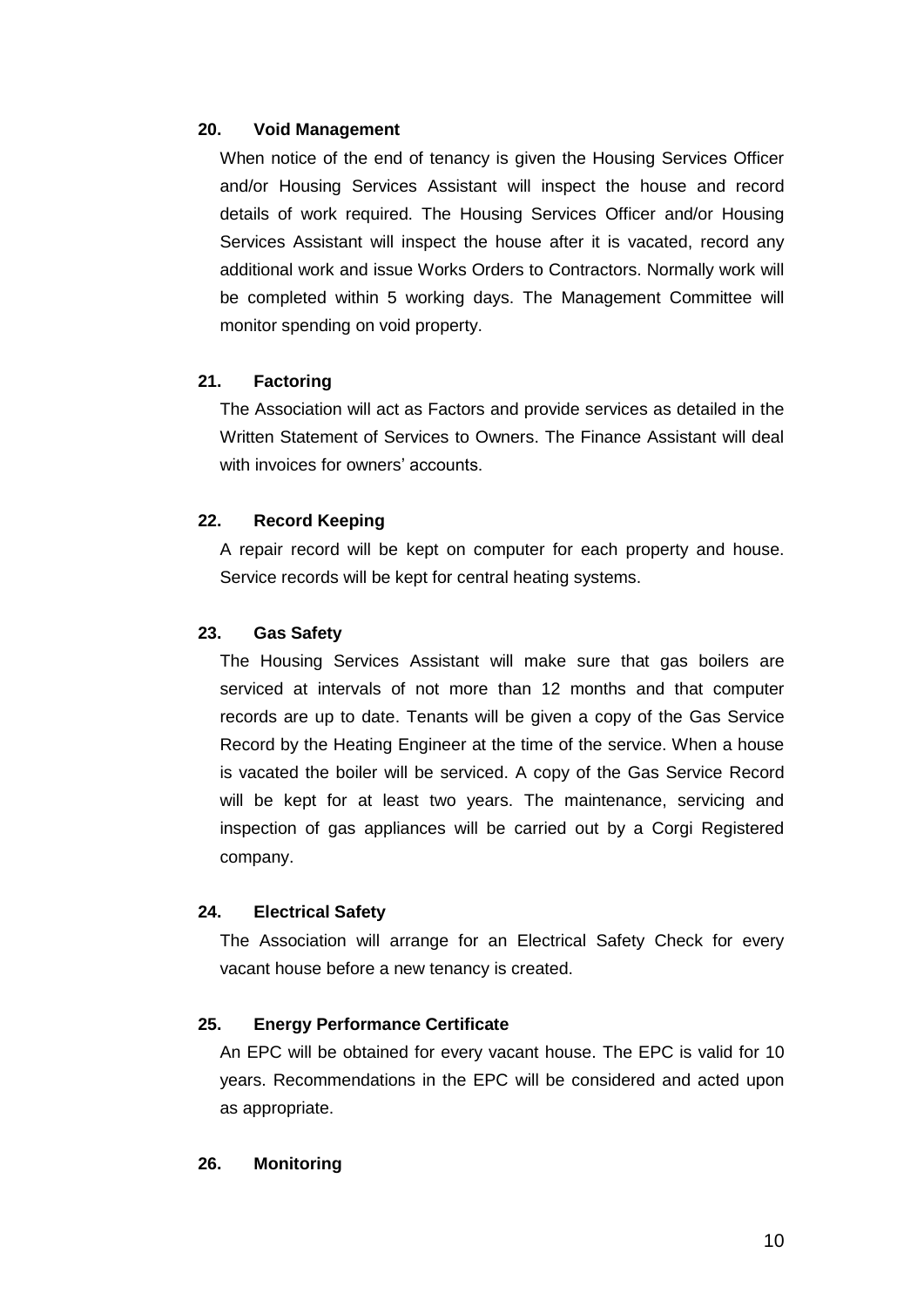## 20. Void Management

When notice of the end of tenancy is given the Housing Services Officer and/or Housing Services Assistant will inspect the house and record details of work required. The Housing Services Officer and/or Housing Services Assistant will inspect the house after it is vacated, record any additional work and issue Works Orders to Contractors. Normally work will be completed within 5 working days. The Management Committee will monitor spending on void property.

## 21. Factoring

The Association will act as Factors and provide services as detailed in the Written Statement of Services to Owners. The Finance Assistant will deal with invoices for owners' accounts.

## 22. Record Keeping

A repair record will be kept on computer for each property and house. Service records will be kept for central heating systems.

## 23. Gas Safety

The Housing Services Assistant will make sure that gas boilers are serviced at intervals of not more than 12 months and that computer records are up to date. Tenants will be given a copy of the Gas Service Record by the Heating Engineer at the time of the service. When a house is vacated the boiler will be serviced. A copy of the Gas Service Record will be kept for at least two years. The maintenance, servicing and inspection of gas appliances will be carried out by a Corgi Registered company.

## 24. Electrical Safety

The Association will arrange for an Electrical Safety Check for every vacant house before a new tenancy is created.

## 25. Energy Performance Certificate

An EPC will be obtained for every vacant house. The EPC is valid for 10 years. Recommendations in the EPC will be considered and acted upon as appropriate.

## 26. Monitoring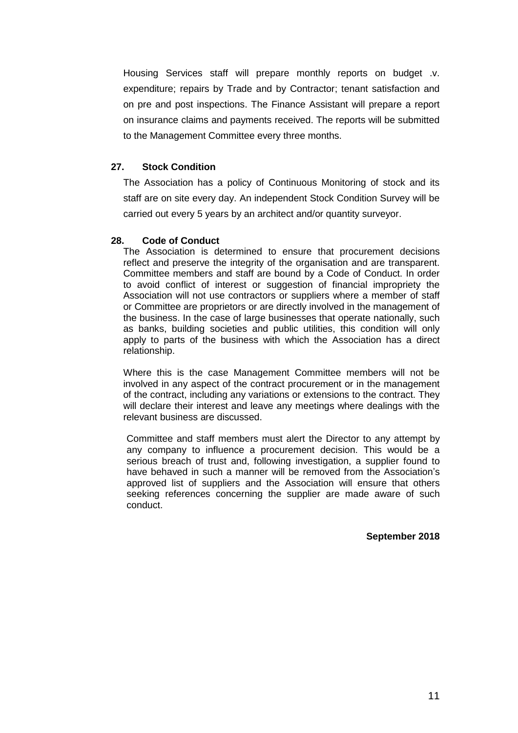Housing Services staff will prepare monthly reports on budget .v. expenditure; repairs by Trade and by Contractor; tenant satisfaction and on pre and post inspections. The Finance Assistant will prepare a report on insurance claims and payments received. The reports will be submitted to the Management Committee every three months.

## 27. Stock Condition

The Association has a policy of Continuous Monitoring of stock and its staff are on site every day. An independent Stock Condition Survey will be carried out every 5 years by an architect and/or quantity surveyor.

## 28. Code of Conduct

The Association is determined to ensure that procurement decisions reflect and preserve the integrity of the organisation and are transparent. Committee members and staff are bound by a Code of Conduct. In order to avoid conflict of interest or suggestion of financial impropriety the Association will not use contractors or suppliers where a member of staff or Committee are proprietors or are directly involved in the management of the business. In the case of large businesses that operate nationally, such as banks, building societies and public utilities, this condition will only apply to parts of the business with which the Association has a direct relationship.

Where this is the case Management Committee members will not be involved in any aspect of the contract procurement or in the management of the contract, including any variations or extensions to the contract. They will declare their interest and leave any meetings where dealings with the relevant business are discussed.

Committee and staff members must alert the Director to any attempt by any company to influence a procurement decision. This would be a serious breach of trust and, following investigation, a supplier found to have behaved in such a manner will be removed from the Association's approved list of suppliers and the Association will ensure that others seeking references concerning the supplier are made aware of such conduct.

**September 2018**